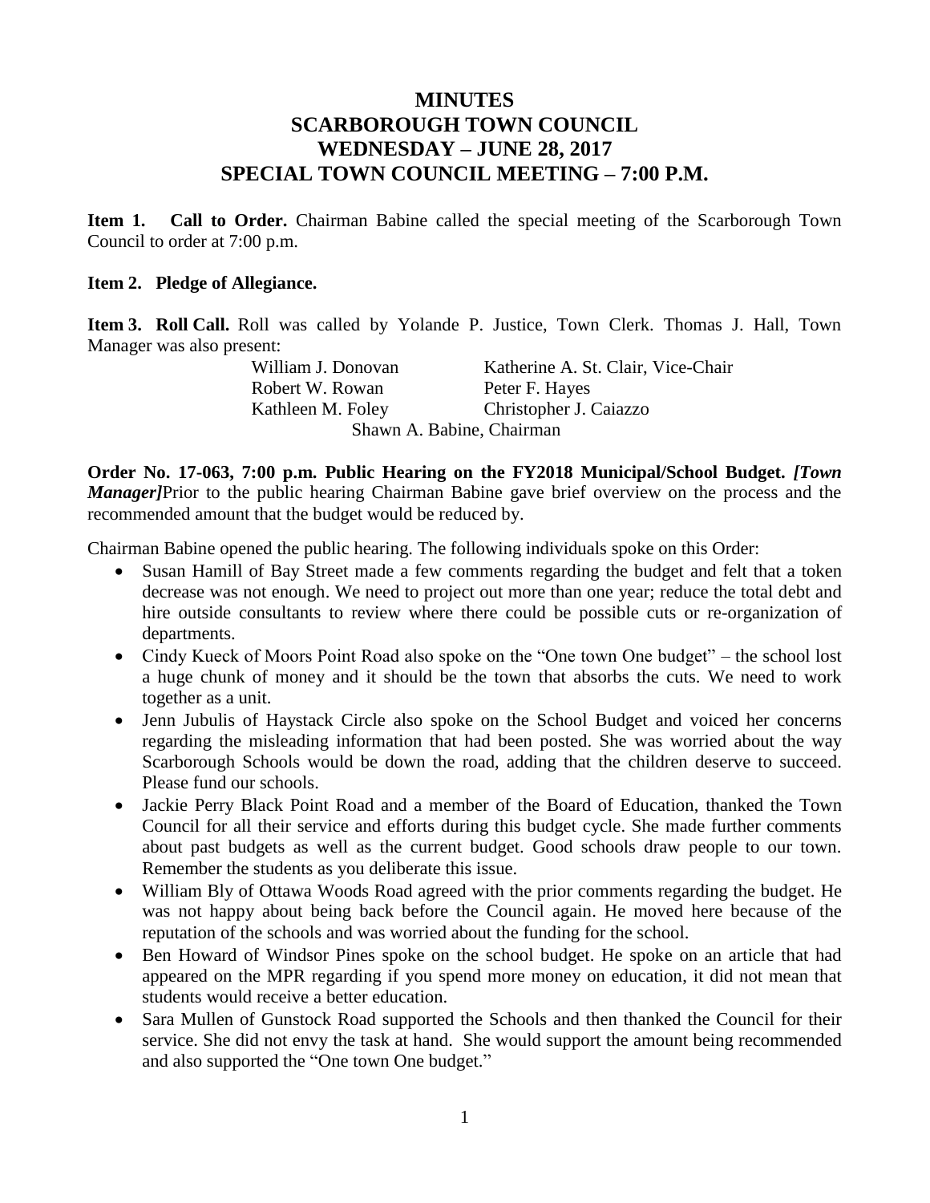# MINUTES
# SCARBOROUGH TOWN COUNCIL
# WEDNESDAY – JUNE 28, 2017
# SPECIAL TOWN COUNCIL MEETING – 7:00 P.M.

**Item 1. Call to Order.** Chairman Babine called the special meeting of the Scarborough Town Council to order at 7:00 p.m.

**Item 2. Pledge of Allegiance.**

**Item 3. Roll Call.** Roll was called by Yolande P. Justice, Town Clerk. Thomas J. Hall, Town Manager was also present:

| | |
|---|---|
| William J. Donovan | Katherine A. St. Clair, Vice-Chair |
| Robert W. Rowan | Peter F. Hayes |
| Kathleen M. Foley | Christopher J. Caiazzo |

Shawn A. Babine, Chairman

**Order No. 17-063, 7:00 p.m. Public Hearing on the FY2018 Municipal/School Budget.** ***[Town Manager]*** Prior to the public hearing Chairman Babine gave brief overview on the process and the recommended amount that the budget would be reduced by.

Chairman Babine opened the public hearing. The following individuals spoke on this Order:

- Susan Hamill of Bay Street made a few comments regarding the budget and felt that a token decrease was not enough. We need to project out more than one year; reduce the total debt and hire outside consultants to review where there could be possible cuts or re-organization of departments.
- Cindy Kueck of Moors Point Road also spoke on the "One town One budget" – the school lost a huge chunk of money and it should be the town that absorbs the cuts. We need to work together as a unit.
- Jenn Jubulis of Haystack Circle also spoke on the School Budget and voiced her concerns regarding the misleading information that had been posted. She was worried about the way Scarborough Schools would be down the road, adding that the children deserve to succeed. Please fund our schools.
- Jackie Perry Black Point Road and a member of the Board of Education, thanked the Town Council for all their service and efforts during this budget cycle. She made further comments about past budgets as well as the current budget. Good schools draw people to our town. Remember the students as you deliberate this issue.
- William Bly of Ottawa Woods Road agreed with the prior comments regarding the budget. He was not happy about being back before the Council again. He moved here because of the reputation of the schools and was worried about the funding for the school.
- Ben Howard of Windsor Pines spoke on the school budget. He spoke on an article that had appeared on the MPR regarding if you spend more money on education, it did not mean that students would receive a better education.
- Sara Mullen of Gunstock Road supported the Schools and then thanked the Council for their service. She did not envy the task at hand. She would support the amount being recommended and also supported the "One town One budget."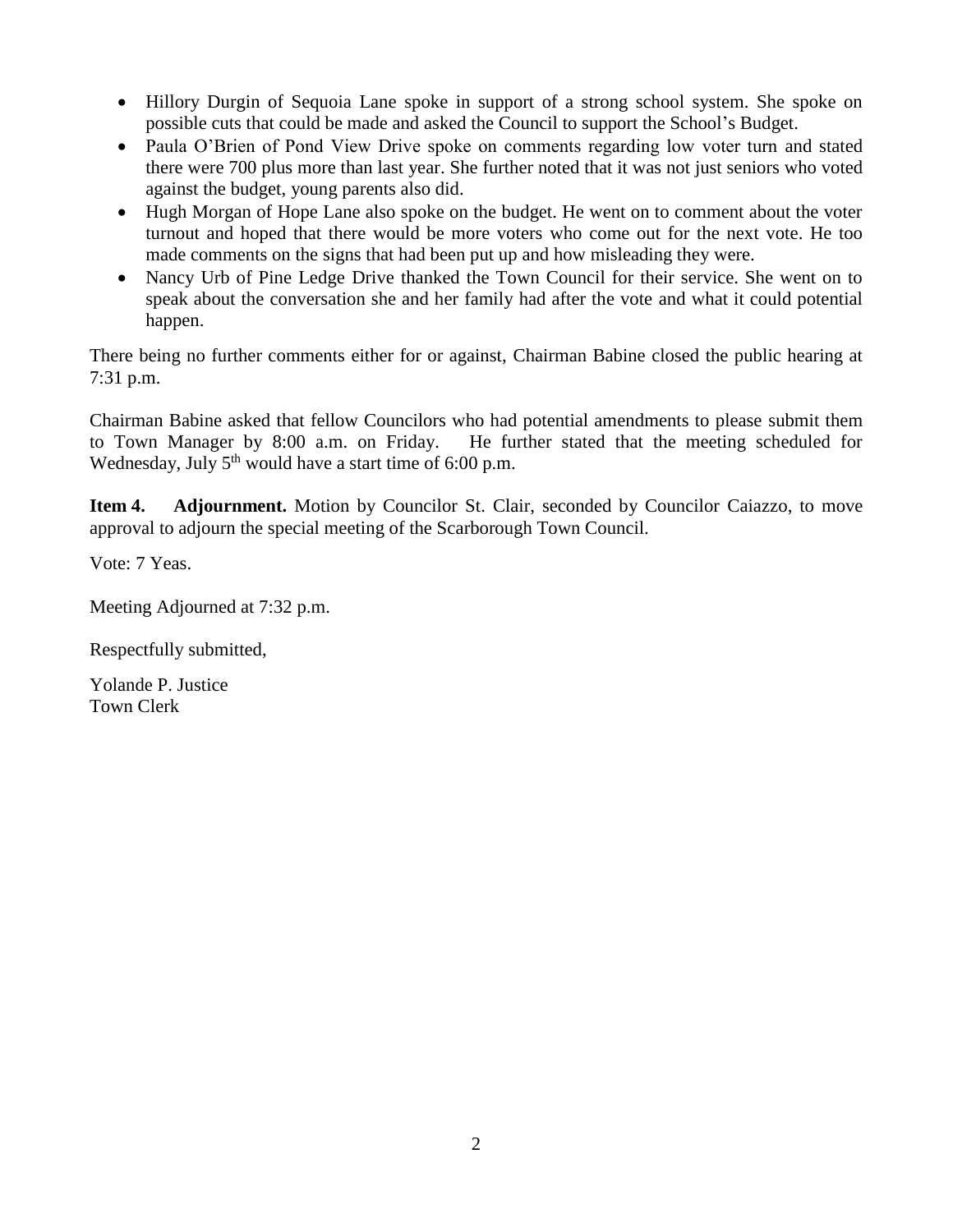- Hillory Durgin of Sequoia Lane spoke in support of a strong school system. She spoke on possible cuts that could be made and asked the Council to support the School's Budget.
- Paula O'Brien of Pond View Drive spoke on comments regarding low voter turn and stated there were 700 plus more than last year. She further noted that it was not just seniors who voted against the budget, young parents also did.
- Hugh Morgan of Hope Lane also spoke on the budget. He went on to comment about the voter turnout and hoped that there would be more voters who come out for the next vote. He too made comments on the signs that had been put up and how misleading they were.
- Nancy Urb of Pine Ledge Drive thanked the Town Council for their service. She went on to speak about the conversation she and her family had after the vote and what it could potential happen.

There being no further comments either for or against, Chairman Babine closed the public hearing at 7:31 p.m.

Chairman Babine asked that fellow Councilors who had potential amendments to please submit them to Town Manager by 8:00 a.m. on Friday. He further stated that the meeting scheduled for Wednesday, July 5th would have a start time of 6:00 p.m.

**Item 4. Adjournment.** Motion by Councilor St. Clair, seconded by Councilor Caiazzo, to move approval to adjourn the special meeting of the Scarborough Town Council.

Vote: 7 Yeas.

Meeting Adjourned at 7:32 p.m.

Respectfully submitted,

Yolande P. Justice
Town Clerk